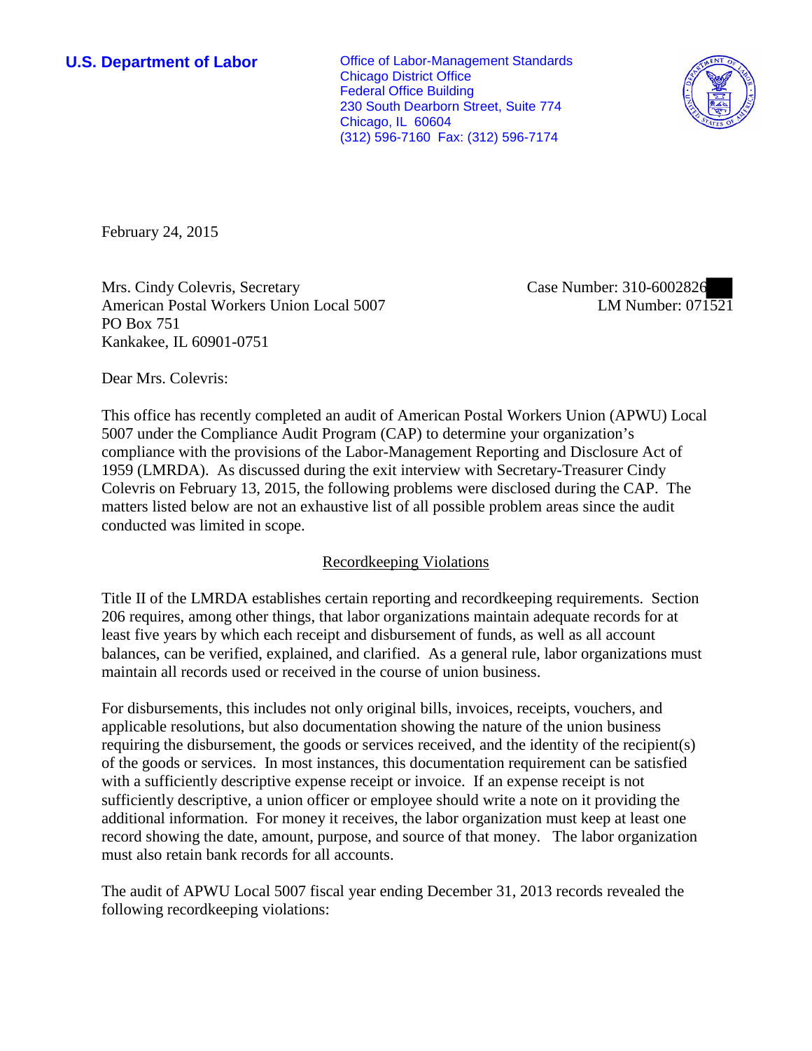**U.S. Department of Labor**

Office of Labor-Management Standards
Chicago District Office
Federal Office Building
230 South Dearborn Street, Suite 774
Chicago, IL 60604
(312) 596-7160 Fax: (312) 596-7174

February 24, 2015

Mrs. Cindy Colevris, Secretary
American Postal Workers Union Local 5007
PO Box 751
Kankakee, IL 60901-0751

Case Number: 310-6002826
LM Number: 071521

Dear Mrs. Colevris:

This office has recently completed an audit of American Postal Workers Union (APWU) Local 5007 under the Compliance Audit Program (CAP) to determine your organization's compliance with the provisions of the Labor-Management Reporting and Disclosure Act of 1959 (LMRDA). As discussed during the exit interview with Secretary-Treasurer Cindy Colevris on February 13, 2015, the following problems were disclosed during the CAP. The matters listed below are not an exhaustive list of all possible problem areas since the audit conducted was limited in scope.

## Recordkeeping Violations

Title II of the LMRDA establishes certain reporting and recordkeeping requirements. Section 206 requires, among other things, that labor organizations maintain adequate records for at least five years by which each receipt and disbursement of funds, as well as all account balances, can be verified, explained, and clarified. As a general rule, labor organizations must maintain all records used or received in the course of union business.

For disbursements, this includes not only original bills, invoices, receipts, vouchers, and applicable resolutions, but also documentation showing the nature of the union business requiring the disbursement, the goods or services received, and the identity of the recipient(s) of the goods or services. In most instances, this documentation requirement can be satisfied with a sufficiently descriptive expense receipt or invoice. If an expense receipt is not sufficiently descriptive, a union officer or employee should write a note on it providing the additional information. For money it receives, the labor organization must keep at least one record showing the date, amount, purpose, and source of that money. The labor organization must also retain bank records for all accounts.

The audit of APWU Local 5007 fiscal year ending December 31, 2013 records revealed the following recordkeeping violations: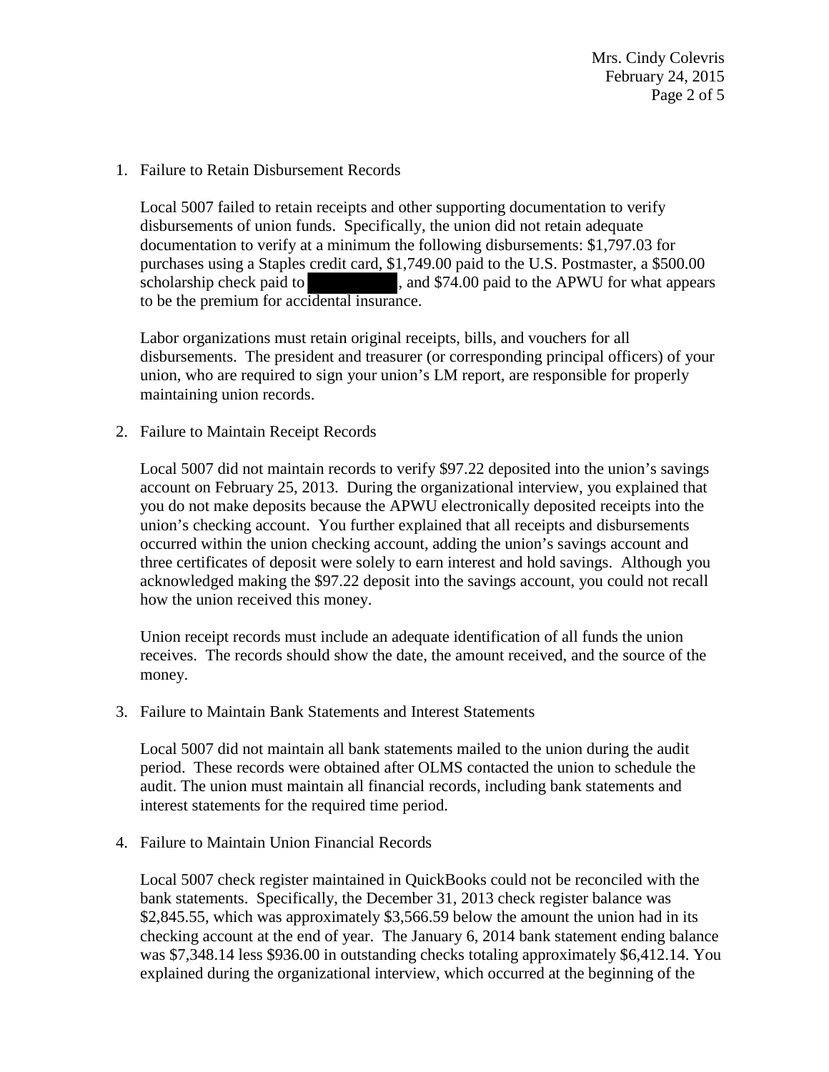1. Failure to Retain Disbursement Records

   Local 5007 failed to retain receipts and other supporting documentation to verify disbursements of union funds. Specifically, the union did not retain adequate documentation to verify at a minimum the following disbursements: $1,797.03 for purchases using a Staples credit card, $1,749.00 paid to the U.S. Postmaster, a $500.00 scholarship check paid to ████████, and $74.00 paid to the APWU for what appears to be the premium for accidental insurance.

   Labor organizations must retain original receipts, bills, and vouchers for all disbursements. The president and treasurer (or corresponding principal officers) of your union, who are required to sign your union's LM report, are responsible for properly maintaining union records.

2. Failure to Maintain Receipt Records

   Local 5007 did not maintain records to verify $97.22 deposited into the union's savings account on February 25, 2013. During the organizational interview, you explained that you do not make deposits because the APWU electronically deposited receipts into the union's checking account. You further explained that all receipts and disbursements occurred within the union checking account, adding the union's savings account and three certificates of deposit were solely to earn interest and hold savings. Although you acknowledged making the $97.22 deposit into the savings account, you could not recall how the union received this money.

   Union receipt records must include an adequate identification of all funds the union receives. The records should show the date, the amount received, and the source of the money.

3. Failure to Maintain Bank Statements and Interest Statements

   Local 5007 did not maintain all bank statements mailed to the union during the audit period. These records were obtained after OLMS contacted the union to schedule the audit. The union must maintain all financial records, including bank statements and interest statements for the required time period.

4. Failure to Maintain Union Financial Records

   Local 5007 check register maintained in QuickBooks could not be reconciled with the bank statements. Specifically, the December 31, 2013 check register balance was $2,845.55, which was approximately $3,566.59 below the amount the union had in its checking account at the end of year. The January 6, 2014 bank statement ending balance was $7,348.14 less $936.00 in outstanding checks totaling approximately $6,412.14. You explained during the organizational interview, which occurred at the beginning of the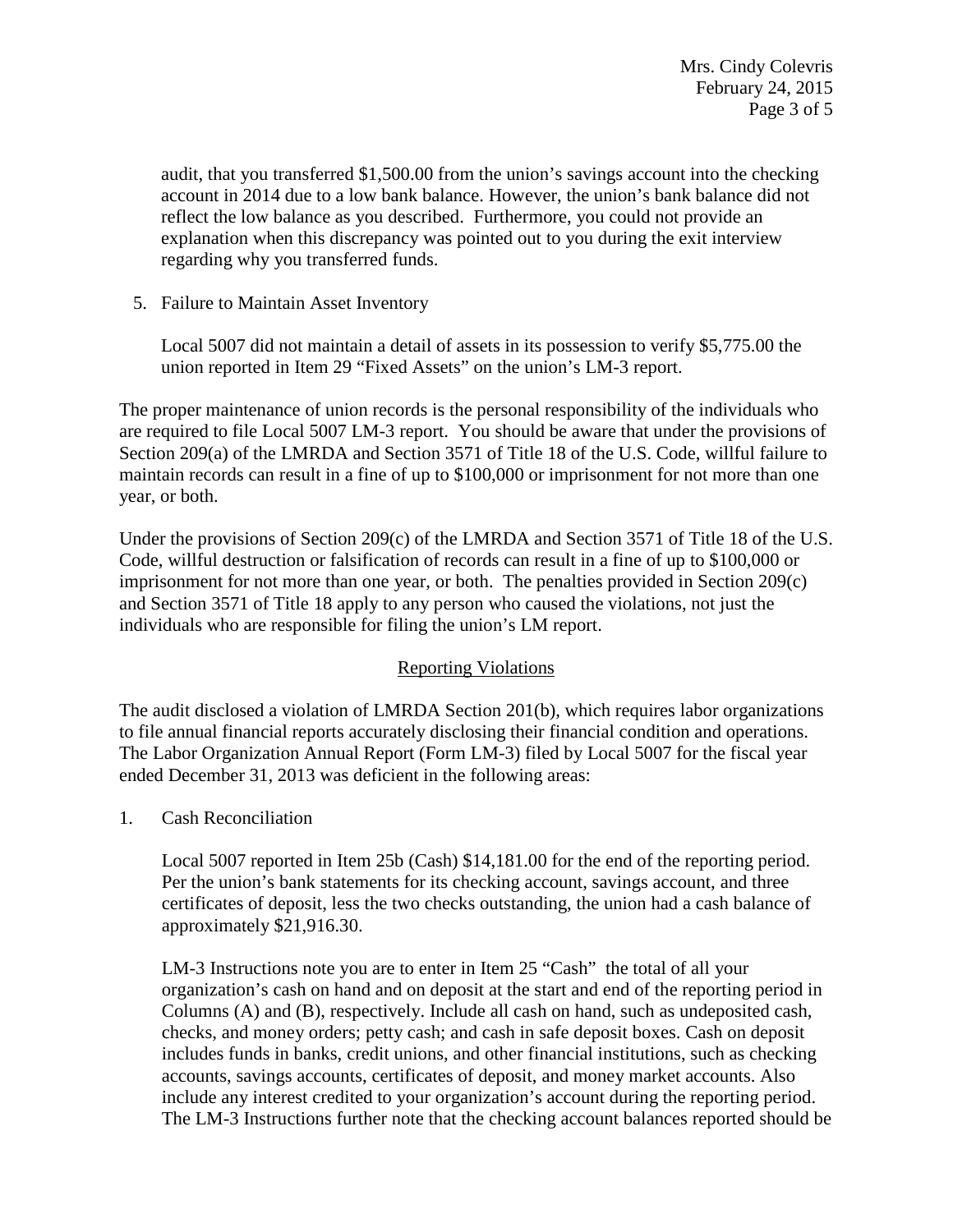audit, that you transferred $1,500.00 from the union's savings account into the checking account in 2014 due to a low bank balance. However, the union's bank balance did not reflect the low balance as you described. Furthermore, you could not provide an explanation when this discrepancy was pointed out to you during the exit interview regarding why you transferred funds.

5. Failure to Maintain Asset Inventory

   Local 5007 did not maintain a detail of assets in its possession to verify $5,775.00 the union reported in Item 29 "Fixed Assets" on the union's LM-3 report.

The proper maintenance of union records is the personal responsibility of the individuals who are required to file Local 5007 LM-3 report. You should be aware that under the provisions of Section 209(a) of the LMRDA and Section 3571 of Title 18 of the U.S. Code, willful failure to maintain records can result in a fine of up to $100,000 or imprisonment for not more than one year, or both.

Under the provisions of Section 209(c) of the LMRDA and Section 3571 of Title 18 of the U.S. Code, willful destruction or falsification of records can result in a fine of up to $100,000 or imprisonment for not more than one year, or both. The penalties provided in Section 209(c) and Section 3571 of Title 18 apply to any person who caused the violations, not just the individuals who are responsible for filing the union's LM report.

## Reporting Violations

The audit disclosed a violation of LMRDA Section 201(b), which requires labor organizations to file annual financial reports accurately disclosing their financial condition and operations. The Labor Organization Annual Report (Form LM-3) filed by Local 5007 for the fiscal year ended December 31, 2013 was deficient in the following areas:

1. Cash Reconciliation

   Local 5007 reported in Item 25b (Cash) $14,181.00 for the end of the reporting period. Per the union's bank statements for its checking account, savings account, and three certificates of deposit, less the two checks outstanding, the union had a cash balance of approximately $21,916.30.

   LM-3 Instructions note you are to enter in Item 25 "Cash" the total of all your organization's cash on hand and on deposit at the start and end of the reporting period in Columns (A) and (B), respectively. Include all cash on hand, such as undeposited cash, checks, and money orders; petty cash; and cash in safe deposit boxes. Cash on deposit includes funds in banks, credit unions, and other financial institutions, such as checking accounts, savings accounts, certificates of deposit, and money market accounts. Also include any interest credited to your organization's account during the reporting period. The LM-3 Instructions further note that the checking account balances reported should be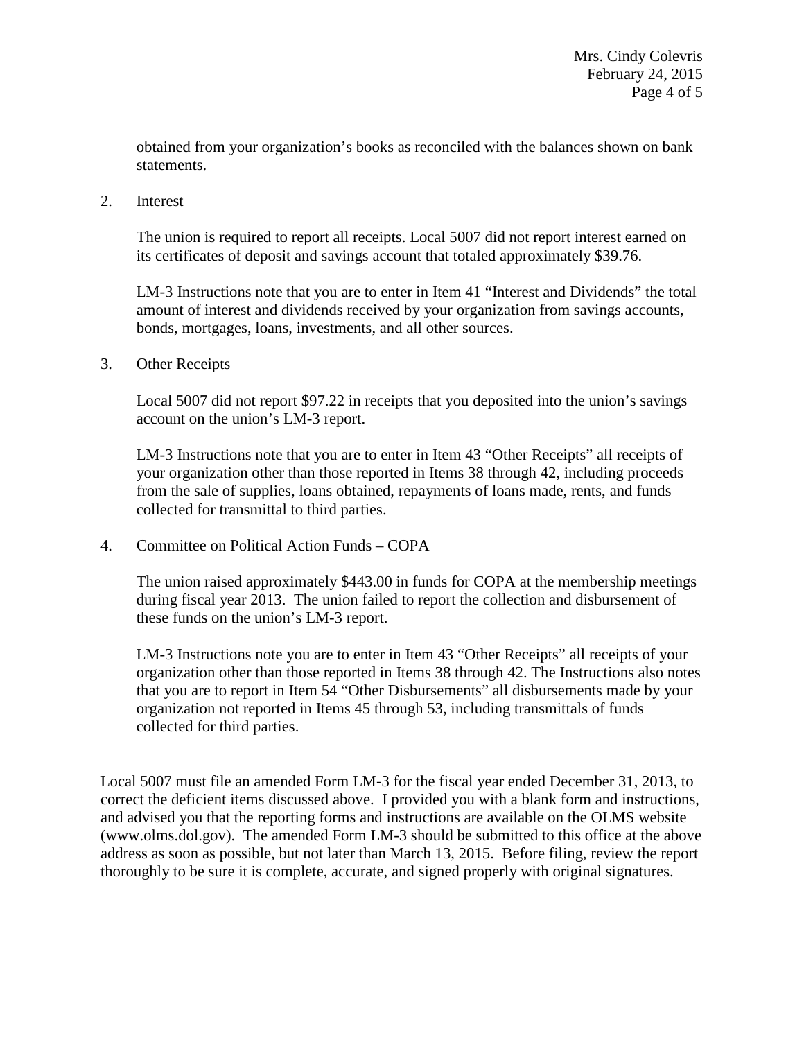obtained from your organization's books as reconciled with the balances shown on bank statements.

2. Interest

   The union is required to report all receipts. Local 5007 did not report interest earned on its certificates of deposit and savings account that totaled approximately $39.76.

   LM-3 Instructions note that you are to enter in Item 41 "Interest and Dividends" the total amount of interest and dividends received by your organization from savings accounts, bonds, mortgages, loans, investments, and all other sources.

3. Other Receipts

   Local 5007 did not report $97.22 in receipts that you deposited into the union's savings account on the union's LM-3 report.

   LM-3 Instructions note that you are to enter in Item 43 "Other Receipts" all receipts of your organization other than those reported in Items 38 through 42, including proceeds from the sale of supplies, loans obtained, repayments of loans made, rents, and funds collected for transmittal to third parties.

4. Committee on Political Action Funds – COPA

   The union raised approximately $443.00 in funds for COPA at the membership meetings during fiscal year 2013. The union failed to report the collection and disbursement of these funds on the union's LM-3 report.

   LM-3 Instructions note you are to enter in Item 43 "Other Receipts" all receipts of your organization other than those reported in Items 38 through 42. The Instructions also notes that you are to report in Item 54 "Other Disbursements" all disbursements made by your organization not reported in Items 45 through 53, including transmittals of funds collected for third parties.

Local 5007 must file an amended Form LM-3 for the fiscal year ended December 31, 2013, to correct the deficient items discussed above. I provided you with a blank form and instructions, and advised you that the reporting forms and instructions are available on the OLMS website (www.olms.dol.gov). The amended Form LM-3 should be submitted to this office at the above address as soon as possible, but not later than March 13, 2015. Before filing, review the report thoroughly to be sure it is complete, accurate, and signed properly with original signatures.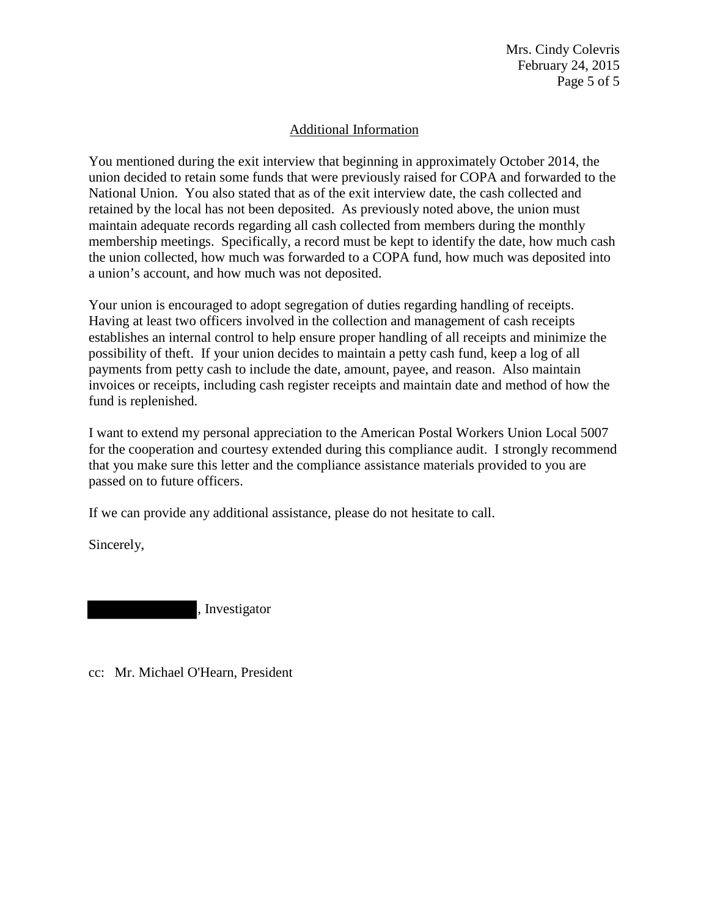## Additional Information

You mentioned during the exit interview that beginning in approximately October 2014, the union decided to retain some funds that were previously raised for COPA and forwarded to the National Union. You also stated that as of the exit interview date, the cash collected and retained by the local has not been deposited. As previously noted above, the union must maintain adequate records regarding all cash collected from members during the monthly membership meetings. Specifically, a record must be kept to identify the date, how much cash the union collected, how much was forwarded to a COPA fund, how much was deposited into a union's account, and how much was not deposited.

Your union is encouraged to adopt segregation of duties regarding handling of receipts. Having at least two officers involved in the collection and management of cash receipts establishes an internal control to help ensure proper handling of all receipts and minimize the possibility of theft. If your union decides to maintain a petty cash fund, keep a log of all payments from petty cash to include the date, amount, payee, and reason. Also maintain invoices or receipts, including cash register receipts and maintain date and method of how the fund is replenished.

I want to extend my personal appreciation to the American Postal Workers Union Local 5007 for the cooperation and courtesy extended during this compliance audit. I strongly recommend that you make sure this letter and the compliance assistance materials provided to you are passed on to future officers.

If we can provide any additional assistance, please do not hesitate to call.

Sincerely,

[REDACTED], Investigator

cc: Mr. Michael O'Hearn, President